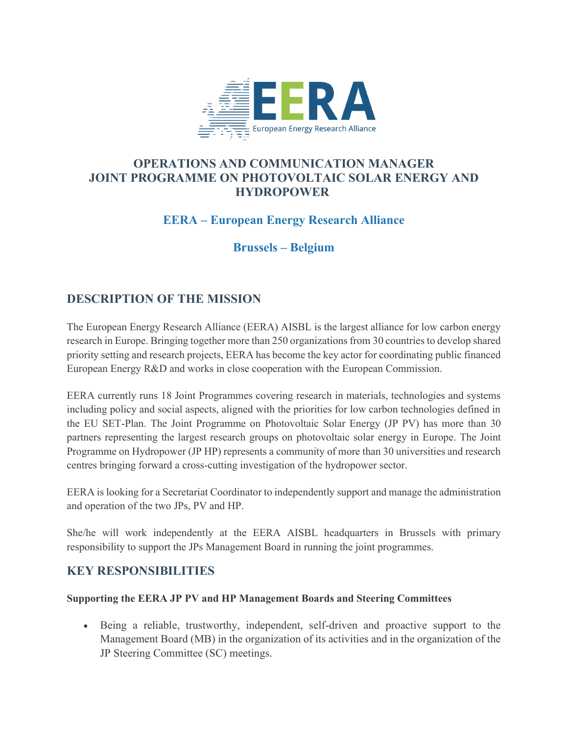# OPERATIONS AND COMMUNICATION MANAGER JOINT PROGRAMME ON PHOTOVOLTAIC SOLAR ENERGY AND HYDROPOWER

### EERA – European Energy Research Alliance

### Brussels – Belgium

## DESCRIPTION OF THE MISSION

The European Energy Research Alliance (EERA) AISBL is the largest alliance for low carbon energy research in Europe. Bringing together more than 250 organizations from 30 countries to develop shared priority setting and research projects, EERA has become the key actor for coordinating public financed European Energy R&D and works in close cooperation with the European Commission.

EERA currently runs 18 Joint Programmes covering research in materials, technologies and systems including policy and social aspects, aligned with the priorities for low carbon technologies defined in the EU SET-Plan. The Joint Programme on Photovoltaic Solar Energy (JP PV) has more than 30 partners representing the largest research groups on photovoltaic solar energy in Europe. The Joint Programme on Hydropower (JP HP) represents a community of more than 30 universities and research centres bringing forward a cross-cutting investigation of the hydropower sector.

EERA is looking for a Secretariat Coordinator to independently support and manage the administration and operation of the two JPs, PV and HP.

She/he will work independently at the EERA AISBL headquarters in Brussels with primary responsibility to support the JPs Management Board in running the joint programmes.

## KEY RESPONSIBILITIES

**Supporting the EERA JP PV and HP Management Boards and Steering Committees**

- Being a reliable, trustworthy, independent, self-driven and proactive support to the Management Board (MB) in the organization of its activities and in the organization of the JP Steering Committee (SC) meetings.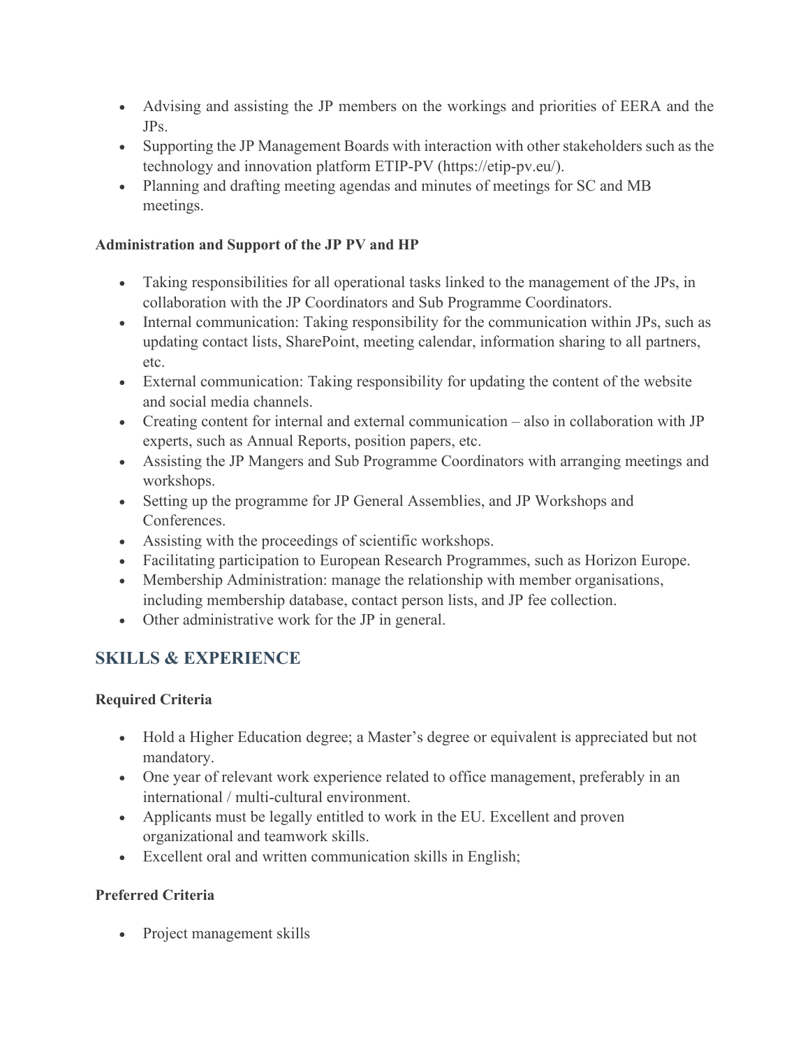- Advising and assisting the JP members on the workings and priorities of EERA and the JPs.
- Supporting the JP Management Boards with interaction with other stakeholders such as the technology and innovation platform ETIP-PV (https://etip-pv.eu/).
- Planning and drafting meeting agendas and minutes of meetings for SC and MB meetings.

**Administration and Support of the JP PV and HP**

- Taking responsibilities for all operational tasks linked to the management of the JPs, in collaboration with the JP Coordinators and Sub Programme Coordinators.
- Internal communication: Taking responsibility for the communication within JPs, such as updating contact lists, SharePoint, meeting calendar, information sharing to all partners, etc.
- External communication: Taking responsibility for updating the content of the website and social media channels.
- Creating content for internal and external communication – also in collaboration with JP experts, such as Annual Reports, position papers, etc.
- Assisting the JP Mangers and Sub Programme Coordinators with arranging meetings and workshops.
- Setting up the programme for JP General Assemblies, and JP Workshops and Conferences.
- Assisting with the proceedings of scientific workshops.
- Facilitating participation to European Research Programmes, such as Horizon Europe.
- Membership Administration: manage the relationship with member organisations, including membership database, contact person lists, and JP fee collection.
- Other administrative work for the JP in general.

## SKILLS & EXPERIENCE

**Required Criteria**

- Hold a Higher Education degree; a Master's degree or equivalent is appreciated but not mandatory.
- One year of relevant work experience related to office management, preferably in an international / multi-cultural environment.
- Applicants must be legally entitled to work in the EU. Excellent and proven organizational and teamwork skills.
- Excellent oral and written communication skills in English;

**Preferred Criteria**

- Project management skills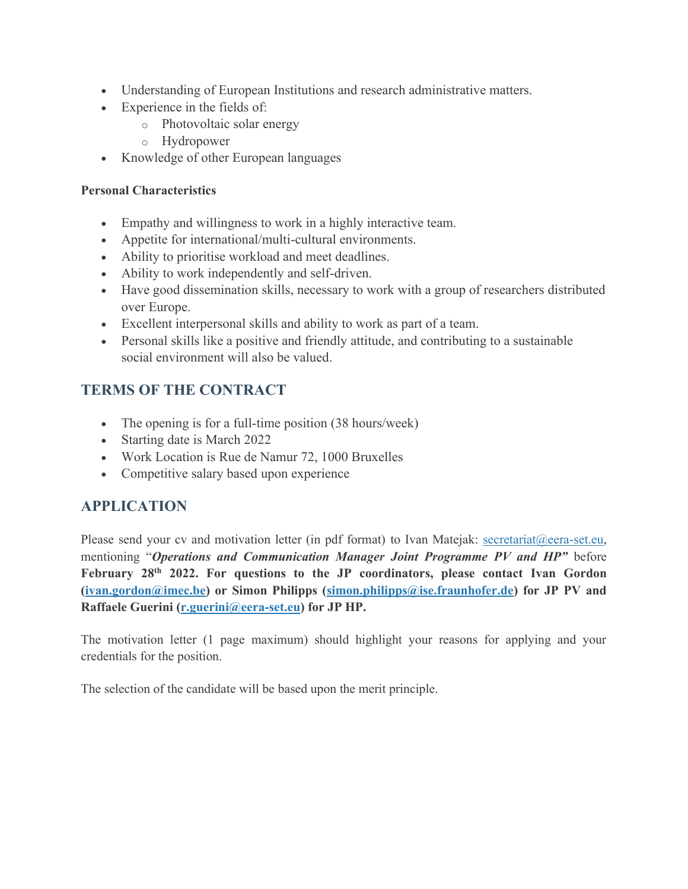- Understanding of European Institutions and research administrative matters.
- Experience in the fields of:
  - Photovoltaic solar energy
  - Hydropower
- Knowledge of other European languages

**Personal Characteristics**

- Empathy and willingness to work in a highly interactive team.
- Appetite for international/multi-cultural environments.
- Ability to prioritise workload and meet deadlines.
- Ability to work independently and self-driven.
- Have good dissemination skills, necessary to work with a group of researchers distributed over Europe.
- Excellent interpersonal skills and ability to work as part of a team.
- Personal skills like a positive and friendly attitude, and contributing to a sustainable social environment will also be valued.

## TERMS OF THE CONTRACT

- The opening is for a full-time position (38 hours/week)
- Starting date is March 2022
- Work Location is Rue de Namur 72, 1000 Bruxelles
- Competitive salary based upon experience

## APPLICATION

Please send your cv and motivation letter (in pdf format) to Ivan Matejak: secretariat@eera-set.eu, mentioning "***Operations and Communication Manager Joint Programme PV and HP"*** before **February 28th 2022. For questions to the JP coordinators, please contact Ivan Gordon (ivan.gordon@imec.be) or Simon Philipps (simon.philipps@ise.fraunhofer.de) for JP PV and Raffaele Guerini (r.guerini@eera-set.eu) for JP HP.**

The motivation letter (1 page maximum) should highlight your reasons for applying and your credentials for the position.

The selection of the candidate will be based upon the merit principle.